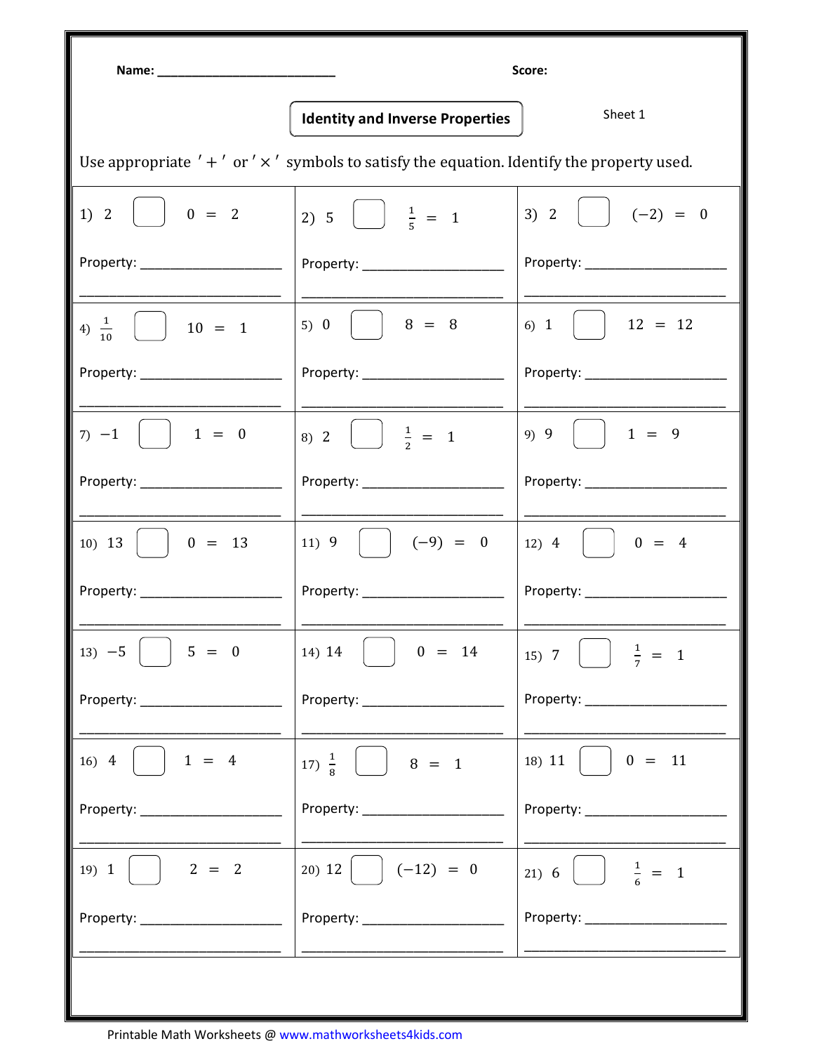Name: ___________________________ Score:

## Identity and Inverse Properties

Sheet 1

Use appropriate ' + ' or ' × ' symbols to satisfy the equation. Identify the property used.

| | | |
|---|---|---|
| 1) $2 \; \square \; 0 = 2$<br><br>Property: ____________________ | 2) $5 \; \square \; \frac{1}{5} = 1$<br><br>Property: ____________________ | 3) $2 \; \square \; (-2) = 0$<br><br>Property: ____________________ |
| 4) $\frac{1}{10} \; \square \; 10 = 1$<br><br>Property: ____________________ | 5) $0 \; \square \; 8 = 8$<br><br>Property: ____________________ | 6) $1 \; \square \; 12 = 12$<br><br>Property: ____________________ |
| 7) $-1 \; \square \; 1 = 0$<br><br>Property: ____________________ | 8) $2 \; \square \; \frac{1}{2} = 1$<br><br>Property: ____________________ | 9) $9 \; \square \; 1 = 9$<br><br>Property: ____________________ |
| 10) $13 \; \square \; 0 = 13$<br><br>Property: ____________________ | 11) $9 \; \square \; (-9) = 0$<br><br>Property: ____________________ | 12) $4 \; \square \; 0 = 4$<br><br>Property: ____________________ |
| 13) $-5 \; \square \; 5 = 0$<br><br>Property: ____________________ | 14) $14 \; \square \; 0 = 14$<br><br>Property: ____________________ | 15) $7 \; \square \; \frac{1}{7} = 1$<br><br>Property: ____________________ |
| 16) $4 \; \square \; 1 = 4$<br><br>Property: ____________________ | 17) $\frac{1}{8} \; \square \; 8 = 1$<br><br>Property: ____________________ | 18) $11 \; \square \; 0 = 11$<br><br>Property: ____________________ |
| 19) $1 \; \square \; 2 = 2$<br><br>Property: ____________________ | 20) $12 \; \square \; (-12) = 0$<br><br>Property: ____________________ | 21) $6 \; \square \; \frac{1}{6} = 1$<br><br>Property: ____________________ |

Printable Math Worksheets @ www.mathworksheets4kids.com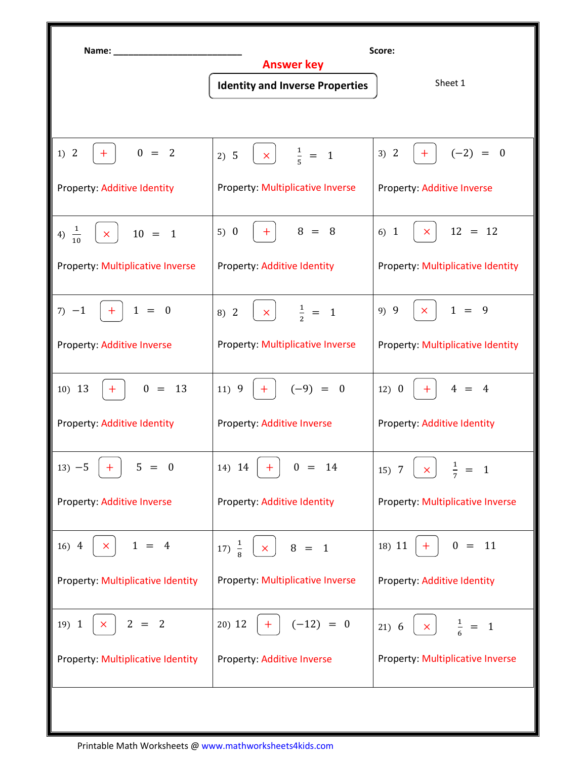Name: ___________________________ Score:

Answer key

**Identity and Inverse Properties**

Sheet 1

| | | |
|---|---|---|
| 1) $2 \; + \; 0 = 2$ <br> Property: Additive Identity | 2) $5 \; \times \; \frac{1}{5} = 1$ <br> Property: Multiplicative Inverse | 3) $2 \; + \; (-2) = 0$ <br> Property: Additive Inverse |
| 4) $\frac{1}{10} \; \times \; 10 = 1$ <br> Property: Multiplicative Inverse | 5) $0 \; + \; 8 = 8$ <br> Property: Additive Identity | 6) $1 \; \times \; 12 = 12$ <br> Property: Multiplicative Identity |
| 7) $-1 \; + \; 1 = 0$ <br> Property: Additive Inverse | 8) $2 \; \times \; \frac{1}{2} = 1$ <br> Property: Multiplicative Inverse | 9) $9 \; \times \; 1 = 9$ <br> Property: Multiplicative Identity |
| 10) $13 \; + \; 0 = 13$ <br> Property: Additive Identity | 11) $9 \; + \; (-9) = 0$ <br> Property: Additive Inverse | 12) $0 \; + \; 4 = 4$ <br> Property: Additive Identity |
| 13) $-5 \; + \; 5 = 0$ <br> Property: Additive Inverse | 14) $14 \; + \; 0 = 14$ <br> Property: Additive Identity | 15) $7 \; \times \; \frac{1}{7} = 1$ <br> Property: Multiplicative Inverse |
| 16) $4 \; \times \; 1 = 4$ <br> Property: Multiplicative Identity | 17) $\frac{1}{8} \; \times \; 8 = 1$ <br> Property: Multiplicative Inverse | 18) $11 \; + \; 0 = 11$ <br> Property: Additive Identity |
| 19) $1 \; \times \; 2 = 2$ <br> Property: Multiplicative Identity | 20) $12 \; + \; (-12) = 0$ <br> Property: Additive Inverse | 21) $6 \; \times \; \frac{1}{6} = 1$ <br> Property: Multiplicative Inverse |

Printable Math Worksheets @ www.mathworksheets4kids.com